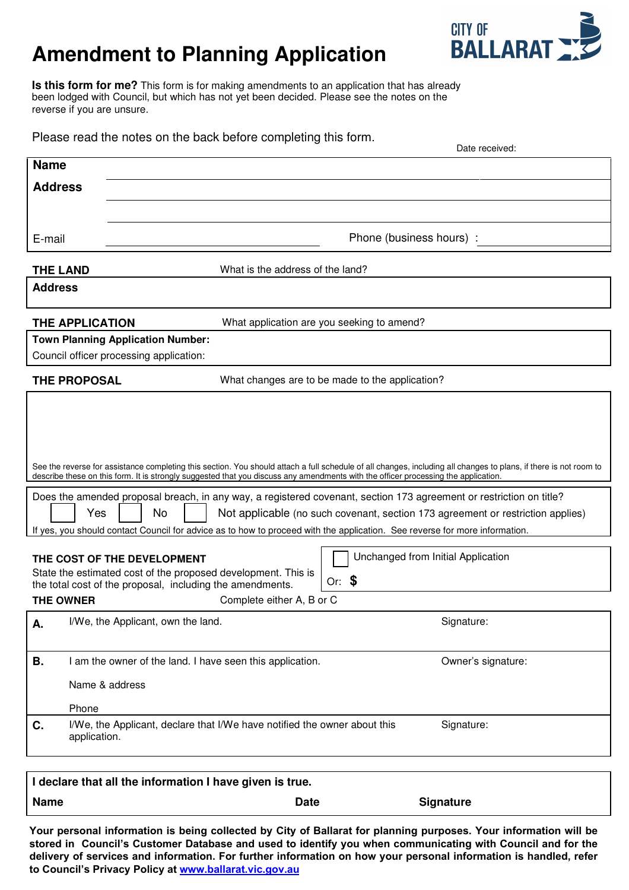# Amendment to Planning Application

CITY OF BALLARAT

**Is this form for me?** This form is for making amendments to an application that has already been lodged with Council, but which has not yet been decided. Please see the notes on the reverse if you are unsure.

Please read the notes on the back before completing this form.

Date received:

**Name**

**Address**

E-mail

Phone (business hours) :

**THE LAND** What is the address of the land?

**Address**

**THE APPLICATION** What application are you seeking to amend?

**Town Planning Application Number:**

Council officer processing application:

**THE PROPOSAL** What changes are to be made to the application?

See the reverse for assistance completing this section. You should attach a full schedule of all changes, including all changes to plans, if there is not room to describe these on this form. It is strongly suggested that you discuss any amendments with the officer processing the application.

Does the amended proposal breach, in any way, a registered covenant, section 173 agreement or restriction on title?

☐ Yes ☐ No ☐ Not applicable (no such covenant, section 173 agreement or restriction applies)

If yes, you should contact Council for advice as to how to proceed with the application. See reverse for more information.

**THE COST OF THE DEVELOPMENT**

State the estimated cost of the proposed development. This is the total cost of the proposal, including the amendments.

☐ Unchanged from Initial Application

Or: **$**

**THE OWNER** Complete either A, B or C

| | | |
|---|---|---|
| **A.** | I/We, the Applicant, own the land. | Signature: |
| **B.** | I am the owner of the land. I have seen this application.<br><br>Name & address<br><br>Phone | Owner's signature: |
| **C.** | I/We, the Applicant, declare that I/We have notified the owner about this application. | Signature: |

**I declare that all the information I have given is true.**

**Name** **Date** **Signature**

**Your personal information is being collected by City of Ballarat for planning purposes. Your information will be stored in Council's Customer Database and used to identify you when communicating with Council and for the delivery of services and information. For further information on how your personal information is handled, refer to Council's Privacy Policy at [www.ballarat.vic.gov.au](www.ballarat.vic.gov.au)**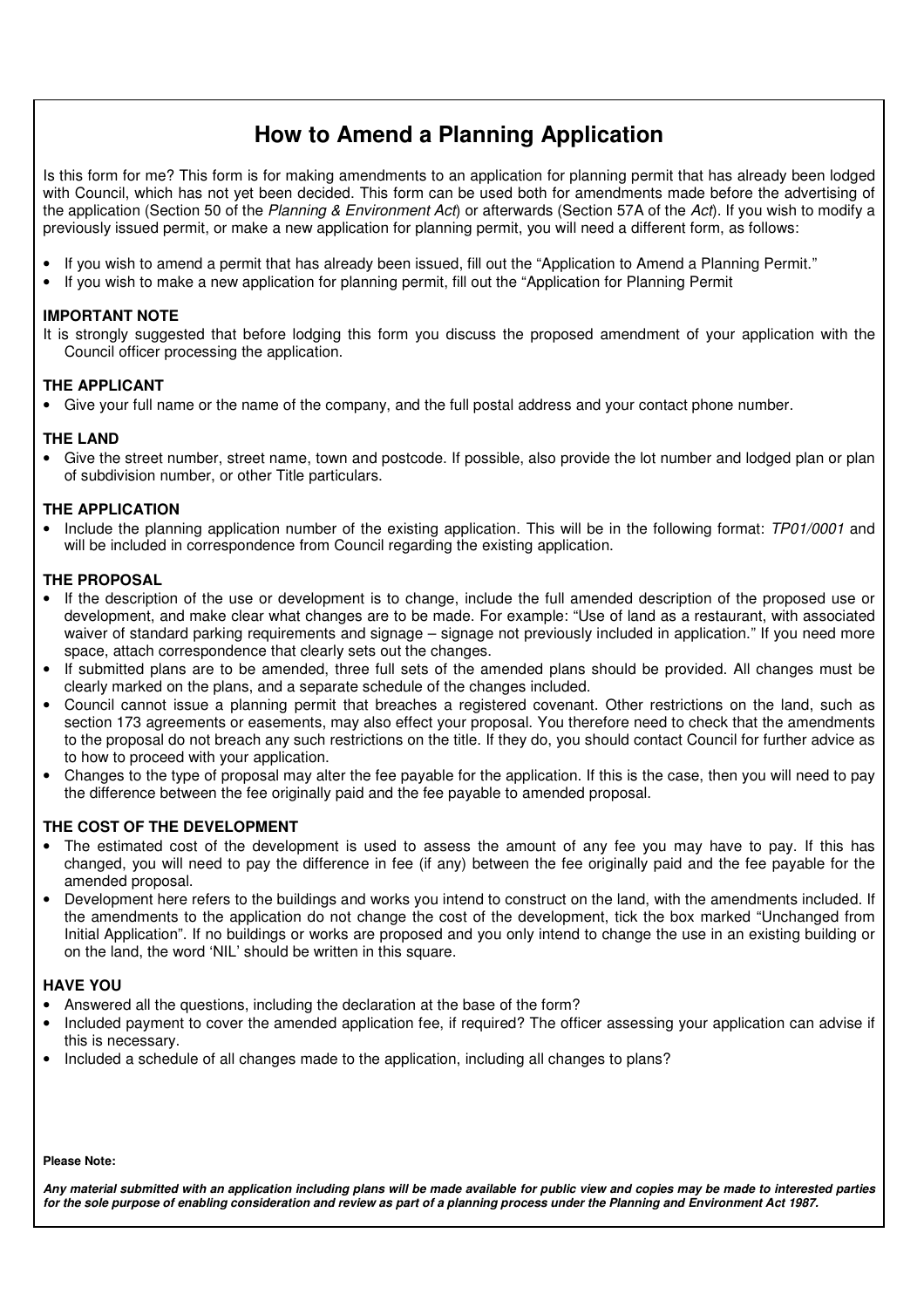# How to Amend a Planning Application

Is this form for me? This form is for making amendments to an application for planning permit that has already been lodged with Council, which has not yet been decided. This form can be used both for amendments made before the advertising of the application (Section 50 of the *Planning & Environment Act*) or afterwards (Section 57A of the *Act*). If you wish to modify a previously issued permit, or make a new application for planning permit, you will need a different form, as follows:

- If you wish to amend a permit that has already been issued, fill out the "Application to Amend a Planning Permit."
- If you wish to make a new application for planning permit, fill out the "Application for Planning Permit

**IMPORTANT NOTE**

It is strongly suggested that before lodging this form you discuss the proposed amendment of your application with the Council officer processing the application.

**THE APPLICANT**

- Give your full name or the name of the company, and the full postal address and your contact phone number.

**THE LAND**

- Give the street number, street name, town and postcode. If possible, also provide the lot number and lodged plan or plan of subdivision number, or other Title particulars.

**THE APPLICATION**

- Include the planning application number of the existing application. This will be in the following format: *TP01/0001* and will be included in correspondence from Council regarding the existing application.

**THE PROPOSAL**

- If the description of the use or development is to change, include the full amended description of the proposed use or development, and make clear what changes are to be made. For example: "Use of land as a restaurant, with associated waiver of standard parking requirements and signage – signage not previously included in application." If you need more space, attach correspondence that clearly sets out the changes.
- If submitted plans are to be amended, three full sets of the amended plans should be provided. All changes must be clearly marked on the plans, and a separate schedule of the changes included.
- Council cannot issue a planning permit that breaches a registered covenant. Other restrictions on the land, such as section 173 agreements or easements, may also effect your proposal. You therefore need to check that the amendments to the proposal do not breach any such restrictions on the title. If they do, you should contact Council for further advice as to how to proceed with your application.
- Changes to the type of proposal may alter the fee payable for the application. If this is the case, then you will need to pay the difference between the fee originally paid and the fee payable to amended proposal.

**THE COST OF THE DEVELOPMENT**

- The estimated cost of the development is used to assess the amount of any fee you may have to pay. If this has changed, you will need to pay the difference in fee (if any) between the fee originally paid and the fee payable for the amended proposal.
- Development here refers to the buildings and works you intend to construct on the land, with the amendments included. If the amendments to the application do not change the cost of the development, tick the box marked "Unchanged from Initial Application". If no buildings or works are proposed and you only intend to change the use in an existing building or on the land, the word 'NIL' should be written in this square.

**HAVE YOU**

- Answered all the questions, including the declaration at the base of the form?
- Included payment to cover the amended application fee, if required? The officer assessing your application can advise if this is necessary.
- Included a schedule of all changes made to the application, including all changes to plans?

**Please Note:**

***Any material submitted with an application including plans will be made available for public view and copies may be made to interested parties for the sole purpose of enabling consideration and review as part of a planning process under the Planning and Environment Act 1987.***